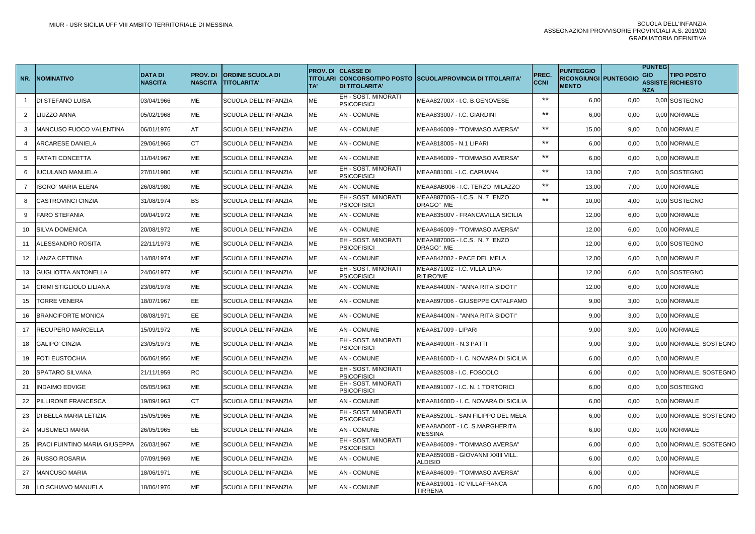MIUR - USR SICILIA UFF VIII AMBITO TERRITORIALE DI MESSINA

SCUOLA DELL'INFANZIA
ASSEGNAZIONI PROVVISORIE PROVINCIALI A.S. 2019/20
GRADUATORIA DEFINITIVA

| NR. | NOMINATIVO | DATA DI NASCITA | PROV. DI NASCITA | ORDINE SCUOLA DI TITOLARITA' | PROV. DI TITOLARITA' | CLASSE DI CONCORSO/TIPO POSTO DI TITOLARITA' | SCUOLA/PROVINCIA DI TITOLARITA' | PREC. CCNI | PUNTEGGIO RICONGIUNGIMENTO | PUNTEGGIO | PUNTEGGIO ASSISTENZA | TIPO POSTO RICHIESTO |
|---|---|---|---|---|---|---|---|---|---|---|---|---|
| 1 | DI STEFANO LUISA | 03/04/1966 | ME | SCUOLA DELL'INFANZIA | ME | EH - SOST. MINORATI PSICOFISICI | MEAA82700X - I.C. B.GENOVESE | ** | 6,00 | 0,00 | 0,00 | SOSTEGNO |
| 2 | LIUZZO ANNA | 05/02/1968 | ME | SCUOLA DELL'INFANZIA | ME | AN - COMUNE | MEAA833007 - I.C. GIARDINI | ** | 6,00 | 0,00 | 0,00 | NORMALE |
| 3 | MANCUSO FUOCO VALENTINA | 06/01/1976 | AT | SCUOLA DELL'INFANZIA | ME | AN - COMUNE | MEAA846009 - "TOMMASO AVERSA" | ** | 15,00 | 9,00 | 0,00 | NORMALE |
| 4 | ARCARESE DANIELA | 29/06/1965 | CT | SCUOLA DELL'INFANZIA | ME | AN - COMUNE | MEAA818005 - N.1 LIPARI | ** | 6,00 | 0,00 | 0,00 | NORMALE |
| 5 | FATATI CONCETTA | 11/04/1967 | ME | SCUOLA DELL'INFANZIA | ME | AN - COMUNE | MEAA846009 - "TOMMASO AVERSA" | ** | 6,00 | 0,00 | 0,00 | NORMALE |
| 6 | IUCULANO MANUELA | 27/01/1980 | ME | SCUOLA DELL'INFANZIA | ME | EH - SOST. MINORATI PSICOFISICI | MEAA88100L - I.C. CAPUANA | ** | 13,00 | 7,00 | 0,00 | SOSTEGNO |
| 7 | ISGRO' MARIA ELENA | 26/08/1980 | ME | SCUOLA DELL'INFANZIA | ME | AN - COMUNE | MEAA8AB006 - I.C. TERZO MILAZZO | ** | 13,00 | 7,00 | 0,00 | NORMALE |
| 8 | CASTROVINCI CINZIA | 31/08/1974 | BS | SCUOLA DELL'INFANZIA | ME | EH - SOST. MINORATI PSICOFISICI | MEAA88700G - I.C.S. N. 7 "ENZO DRAGO" ME | ** | 10,00 | 4,00 | 0,00 | SOSTEGNO |
| 9 | FARO STEFANIA | 09/04/1972 | ME | SCUOLA DELL'INFANZIA | ME | AN - COMUNE | MEAA83500V - FRANCAVILLA SICILIA | | 12,00 | 6,00 | 0,00 | NORMALE |
| 10 | SILVA DOMENICA | 20/08/1972 | ME | SCUOLA DELL'INFANZIA | ME | AN - COMUNE | MEAA846009 - "TOMMASO AVERSA" | | 12,00 | 6,00 | 0,00 | NORMALE |
| 11 | ALESSANDRO ROSITA | 22/11/1973 | ME | SCUOLA DELL'INFANZIA | ME | EH - SOST. MINORATI PSICOFISICI | MEAA88700G - I.C.S. N. 7 "ENZO DRAGO" ME | | 12,00 | 6,00 | 0,00 | SOSTEGNO |
| 12 | LANZA CETTINA | 14/08/1974 | ME | SCUOLA DELL'INFANZIA | ME | AN - COMUNE | MEAA842002 - PACE DEL MELA | | 12,00 | 6,00 | 0,00 | NORMALE |
| 13 | GUGLIOTTA ANTONELLA | 24/06/1977 | ME | SCUOLA DELL'INFANZIA | ME | EH - SOST. MINORATI PSICOFISICI | MEAA871002 - I.C. VILLA LINA-RITIRO"ME | | 12,00 | 6,00 | 0,00 | SOSTEGNO |
| 14 | CRIMI STIGLIOLO LILIANA | 23/06/1978 | ME | SCUOLA DELL'INFANZIA | ME | AN - COMUNE | MEAA84400N - "ANNA RITA SIDOTI" | | 12,00 | 6,00 | 0,00 | NORMALE |
| 15 | TORRE VENERA | 18/07/1967 | EE | SCUOLA DELL'INFANZIA | ME | AN - COMUNE | MEAA897006 - GIUSEPPE CATALFAMO | | 9,00 | 3,00 | 0,00 | NORMALE |
| 16 | BRANCIFORTE MONICA | 08/08/1971 | EE | SCUOLA DELL'INFANZIA | ME | AN - COMUNE | MEAA84400N - "ANNA RITA SIDOTI" | | 9,00 | 3,00 | 0,00 | NORMALE |
| 17 | RECUPERO MARCELLA | 15/09/1972 | ME | SCUOLA DELL'INFANZIA | ME | AN - COMUNE | MEAA817009 - LIPARI | | 9,00 | 3,00 | 0,00 | NORMALE |
| 18 | GALIPO' CINZIA | 23/05/1973 | ME | SCUOLA DELL'INFANZIA | ME | EH - SOST. MINORATI PSICOFISICI | MEAA84900R - N.3 PATTI | | 9,00 | 3,00 | 0,00 | NORMALE, SOSTEGNO |
| 19 | FOTI EUSTOCHIA | 06/06/1956 | ME | SCUOLA DELL'INFANZIA | ME | AN - COMUNE | MEAA81600D - I. C. NOVARA DI SICILIA | | 6,00 | 0,00 | 0,00 | NORMALE |
| 20 | SPATARO SILVANA | 21/11/1959 | RC | SCUOLA DELL'INFANZIA | ME | EH - SOST. MINORATI PSICOFISICI | MEAA825008 - I.C. FOSCOLO | | 6,00 | 0,00 | 0,00 | NORMALE, SOSTEGNO |
| 21 | INDAIMO EDVIGE | 05/05/1963 | ME | SCUOLA DELL'INFANZIA | ME | EH - SOST. MINORATI PSICOFISICI | MEAA891007 - I.C. N. 1 TORTORICI | | 6,00 | 0,00 | 0,00 | SOSTEGNO |
| 22 | PILLIRONE FRANCESCA | 19/09/1963 | CT | SCUOLA DELL'INFANZIA | ME | AN - COMUNE | MEAA81600D - I. C. NOVARA DI SICILIA | | 6,00 | 0,00 | 0,00 | NORMALE |
| 23 | DI BELLA MARIA LETIZIA | 15/05/1965 | ME | SCUOLA DELL'INFANZIA | ME | EH - SOST. MINORATI PSICOFISICI | MEAA85200L - SAN FILIPPO DEL MELA | | 6,00 | 0,00 | 0,00 | NORMALE, SOSTEGNO |
| 24 | MUSUMECI MARIA | 26/05/1965 | EE | SCUOLA DELL'INFANZIA | ME | AN - COMUNE | MEAA8AD00T - I.C. S.MARGHERITA MESSINA | | 6,00 | 0,00 | 0,00 | NORMALE |
| 25 | IRACI FUINTINO MARIA GIUSEPPA | 26/03/1967 | ME | SCUOLA DELL'INFANZIA | ME | EH - SOST. MINORATI PSICOFISICI | MEAA846009 - "TOMMASO AVERSA" | | 6,00 | 0,00 | 0,00 | NORMALE, SOSTEGNO |
| 26 | RUSSO ROSARIA | 07/09/1969 | ME | SCUOLA DELL'INFANZIA | ME | AN - COMUNE | MEAA85900B - GIOVANNI XXIII VILL. ALDISIO | | 6,00 | 0,00 | 0,00 | NORMALE |
| 27 | MANCUSO MARIA | 18/06/1971 | ME | SCUOLA DELL'INFANZIA | ME | AN - COMUNE | MEAA846009 - "TOMMASO AVERSA" | | 6,00 | 0,00 | | NORMALE |
| 28 | LO SCHIAVO MANUELA | 18/06/1976 | ME | SCUOLA DELL'INFANZIA | ME | AN - COMUNE | MEAA819001 - IC VILLAFRANCA TIRRENA | | 6,00 | 0,00 | 0,00 | NORMALE |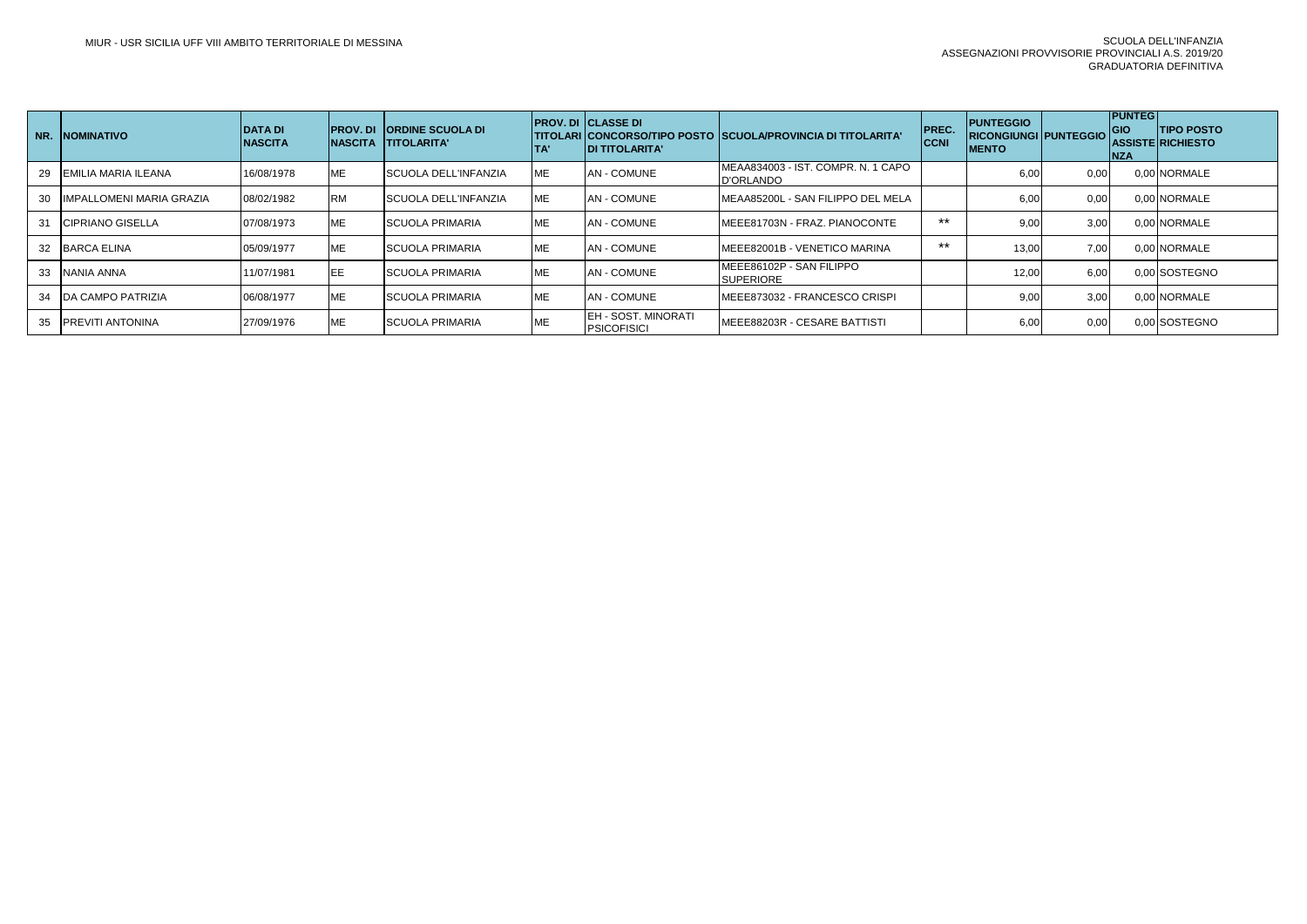MIUR - USR SICILIA UFF VIII AMBITO TERRITORIALE DI MESSINA

SCUOLA DELL'INFANZIA
ASSEGNAZIONI PROVVISORIE PROVINCIALI A.S. 2019/20
GRADUATORIA DEFINITIVA

| NR. | NOMINATIVO | DATA DI NASCITA | PROV. DI NASCITA | ORDINE SCUOLA DI TITOLARITA' | PROV. DI TITOLARITA' | CLASSE DI CONCORSO/TIPO POSTO DI TITOLARITA' | SCUOLA/PROVINCIA DI TITOLARITA' | PREC. CCNI | PUNTEGGIO RICONGIUNGIMENTO | PUNTEGGIO | PUNTEGGIO ASSISTENZA | TIPO POSTO RICHIESTO |
|---|---|---|---|---|---|---|---|---|---|---|---|---|
| 29 | EMILIA MARIA ILEANA | 16/08/1978 | ME | SCUOLA DELL'INFANZIA | ME | AN - COMUNE | MEAA834003 - IST. COMPR. N. 1 CAPO D'ORLANDO | | 6,00 | 0,00 | 0,00 | NORMALE |
| 30 | IMPALLOMENI MARIA GRAZIA | 08/02/1982 | RM | SCUOLA DELL'INFANZIA | ME | AN - COMUNE | MEAA85200L - SAN FILIPPO DEL MELA | | 6,00 | 0,00 | 0,00 | NORMALE |
| 31 | CIPRIANO GISELLA | 07/08/1973 | ME | SCUOLA PRIMARIA | ME | AN - COMUNE | MEEE81703N - FRAZ. PIANOCONTE | ** | 9,00 | 3,00 | 0,00 | NORMALE |
| 32 | BARCA ELINA | 05/09/1977 | ME | SCUOLA PRIMARIA | ME | AN - COMUNE | MEEE82001B - VENETICO MARINA | ** | 13,00 | 7,00 | 0,00 | NORMALE |
| 33 | NANIA ANNA | 11/07/1981 | EE | SCUOLA PRIMARIA | ME | AN - COMUNE | MEEE86102P - SAN FILIPPO SUPERIORE | | 12,00 | 6,00 | 0,00 | SOSTEGNO |
| 34 | DA CAMPO PATRIZIA | 06/08/1977 | ME | SCUOLA PRIMARIA | ME | AN - COMUNE | MEEE873032 - FRANCESCO CRISPI | | 9,00 | 3,00 | 0,00 | NORMALE |
| 35 | PREVITI ANTONINA | 27/09/1976 | ME | SCUOLA PRIMARIA | ME | EH - SOST. MINORATI PSICOFISICI | MEEE88203R - CESARE BATTISTI | | 6,00 | 0,00 | 0,00 | SOSTEGNO |